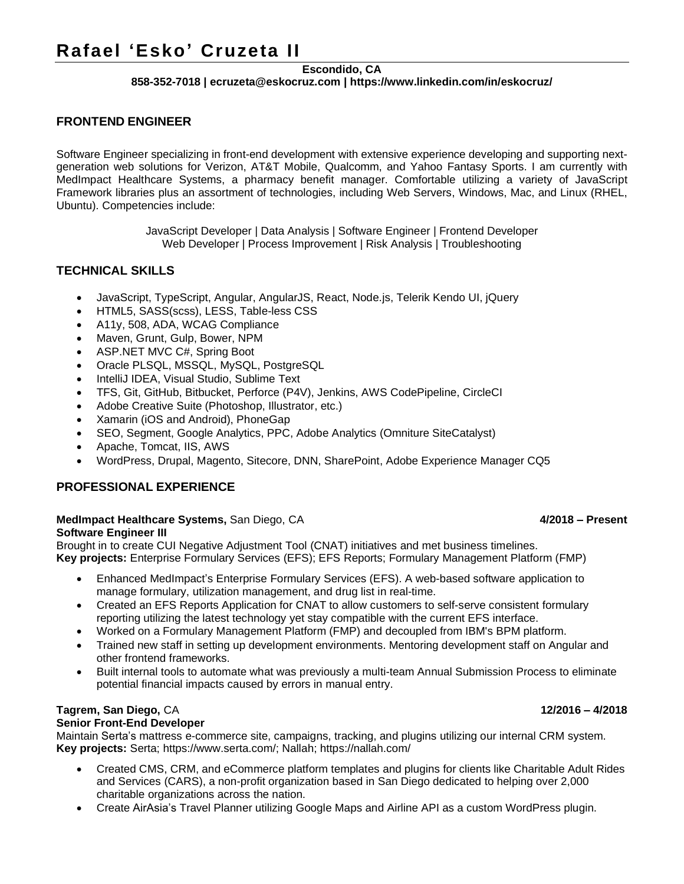# Rafael 'Esko' Cruzeta II

**Escondido, CA**
**858-352-7018 | ecruzeta@eskocruz.com | https://www.linkedin.com/in/eskocruz/**

## FRONTEND ENGINEER

Software Engineer specializing in front-end development with extensive experience developing and supporting next-generation web solutions for Verizon, AT&T Mobile, Qualcomm, and Yahoo Fantasy Sports. I am currently with MedImpact Healthcare Systems, a pharmacy benefit manager. Comfortable utilizing a variety of JavaScript Framework libraries plus an assortment of technologies, including Web Servers, Windows, Mac, and Linux (RHEL, Ubuntu). Competencies include:

JavaScript Developer | Data Analysis | Software Engineer | Frontend Developer
Web Developer | Process Improvement | Risk Analysis | Troubleshooting

## TECHNICAL SKILLS

- JavaScript, TypeScript, Angular, AngularJS, React, Node.js, Telerik Kendo UI, jQuery
- HTML5, SASS(scss), LESS, Table-less CSS
- A11y, 508, ADA, WCAG Compliance
- Maven, Grunt, Gulp, Bower, NPM
- ASP.NET MVC C#, Spring Boot
- Oracle PLSQL, MSSQL, MySQL, PostgreSQL
- IntelliJ IDEA, Visual Studio, Sublime Text
- TFS, Git, GitHub, Bitbucket, Perforce (P4V), Jenkins, AWS CodePipeline, CircleCI
- Adobe Creative Suite (Photoshop, Illustrator, etc.)
- Xamarin (iOS and Android), PhoneGap
- SEO, Segment, Google Analytics, PPC, Adobe Analytics (Omniture SiteCatalyst)
- Apache, Tomcat, IIS, AWS
- WordPress, Drupal, Magento, Sitecore, DNN, SharePoint, Adobe Experience Manager CQ5

## PROFESSIONAL EXPERIENCE

**MedImpact Healthcare Systems,** San Diego, CA **4/2018 – Present**
**Software Engineer III**
Brought in to create CUI Negative Adjustment Tool (CNAT) initiatives and met business timelines.
**Key projects:** Enterprise Formulary Services (EFS); EFS Reports; Formulary Management Platform (FMP)

- Enhanced MedImpact's Enterprise Formulary Services (EFS). A web-based software application to manage formulary, utilization management, and drug list in real-time.
- Created an EFS Reports Application for CNAT to allow customers to self-serve consistent formulary reporting utilizing the latest technology yet stay compatible with the current EFS interface.
- Worked on a Formulary Management Platform (FMP) and decoupled from IBM's BPM platform.
- Trained new staff in setting up development environments. Mentoring development staff on Angular and other frontend frameworks.
- Built internal tools to automate what was previously a multi-team Annual Submission Process to eliminate potential financial impacts caused by errors in manual entry.

**Tagrem, San Diego,** CA **12/2016 – 4/2018**
**Senior Front-End Developer**
Maintain Serta's mattress e-commerce site, campaigns, tracking, and plugins utilizing our internal CRM system.
**Key projects:** Serta; https://www.serta.com/; Nallah; https://nallah.com/

- Created CMS, CRM, and eCommerce platform templates and plugins for clients like Charitable Adult Rides and Services (CARS), a non-profit organization based in San Diego dedicated to helping over 2,000 charitable organizations across the nation.
- Create AirAsia's Travel Planner utilizing Google Maps and Airline API as a custom WordPress plugin.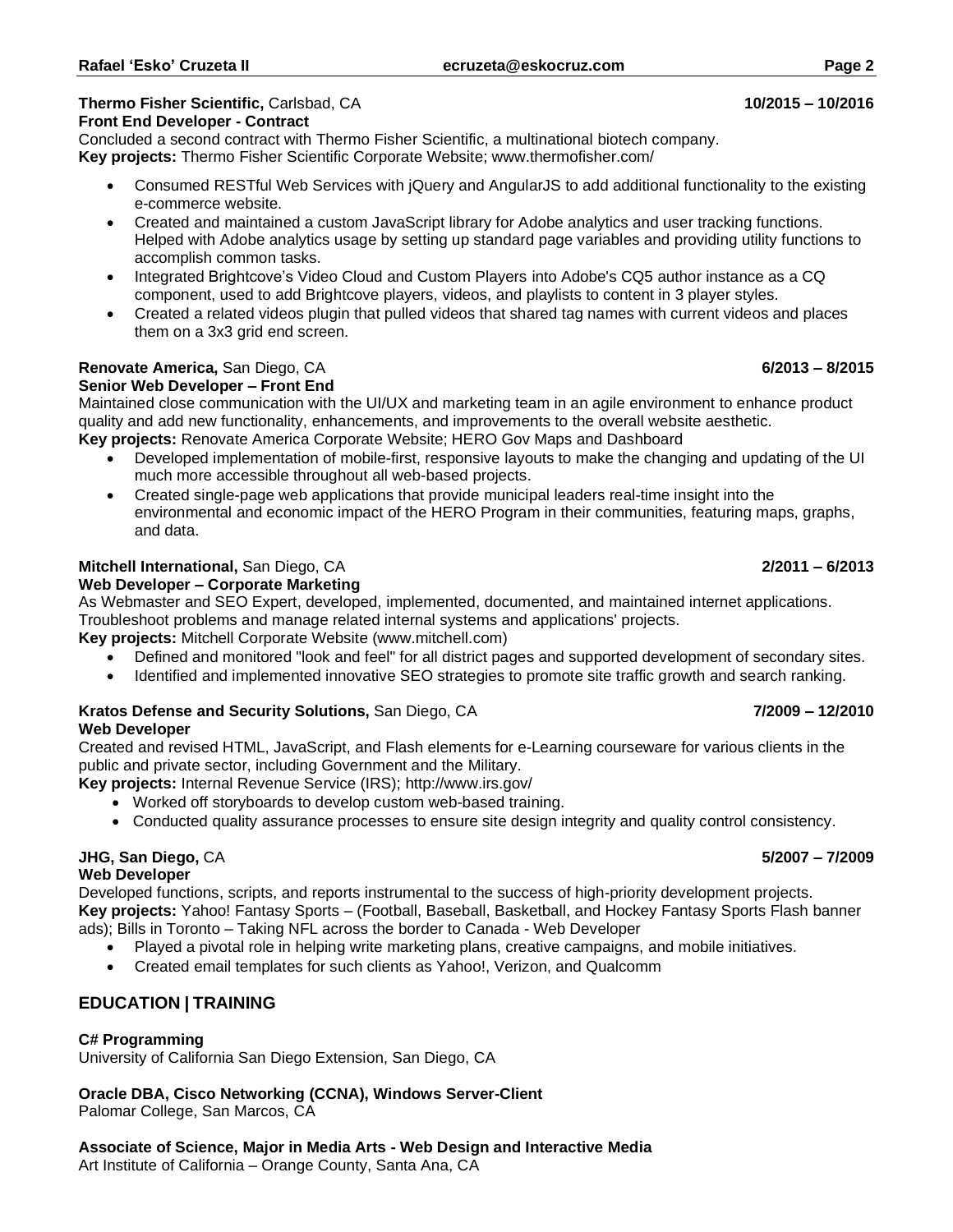**Thermo Fisher Scientific,** Carlsbad, CA **10/2015 – 10/2016**
**Front End Developer - Contract**
Concluded a second contract with Thermo Fisher Scientific, a multinational biotech company.
**Key projects:** Thermo Fisher Scientific Corporate Website; www.thermofisher.com/

- Consumed RESTful Web Services with jQuery and AngularJS to add additional functionality to the existing e-commerce website.
- Created and maintained a custom JavaScript library for Adobe analytics and user tracking functions. Helped with Adobe analytics usage by setting up standard page variables and providing utility functions to accomplish common tasks.
- Integrated Brightcove's Video Cloud and Custom Players into Adobe's CQ5 author instance as a CQ component, used to add Brightcove players, videos, and playlists to content in 3 player styles.
- Created a related videos plugin that pulled videos that shared tag names with current videos and places them on a 3x3 grid end screen.

**Renovate America,** San Diego, CA **6/2013 – 8/2015**
**Senior Web Developer – Front End**
Maintained close communication with the UI/UX and marketing team in an agile environment to enhance product quality and add new functionality, enhancements, and improvements to the overall website aesthetic.
**Key projects:** Renovate America Corporate Website; HERO Gov Maps and Dashboard

- Developed implementation of mobile-first, responsive layouts to make the changing and updating of the UI much more accessible throughout all web-based projects.
- Created single-page web applications that provide municipal leaders real-time insight into the environmental and economic impact of the HERO Program in their communities, featuring maps, graphs, and data.

**Mitchell International,** San Diego, CA **2/2011 – 6/2013**
**Web Developer – Corporate Marketing**
As Webmaster and SEO Expert, developed, implemented, documented, and maintained internet applications. Troubleshoot problems and manage related internal systems and applications' projects.
**Key projects:** Mitchell Corporate Website (www.mitchell.com)

- Defined and monitored "look and feel" for all district pages and supported development of secondary sites.
- Identified and implemented innovative SEO strategies to promote site traffic growth and search ranking.

**Kratos Defense and Security Solutions,** San Diego, CA **7/2009 – 12/2010**
**Web Developer**
Created and revised HTML, JavaScript, and Flash elements for e-Learning courseware for various clients in the public and private sector, including Government and the Military.
**Key projects:** Internal Revenue Service (IRS); http://www.irs.gov/

- Worked off storyboards to develop custom web-based training.
- Conducted quality assurance processes to ensure site design integrity and quality control consistency.

**JHG, San Diego,** CA **5/2007 – 7/2009**
**Web Developer**
Developed functions, scripts, and reports instrumental to the success of high-priority development projects.
**Key projects:** Yahoo! Fantasy Sports – (Football, Baseball, Basketball, and Hockey Fantasy Sports Flash banner ads); Bills in Toronto – Taking NFL across the border to Canada - Web Developer

- Played a pivotal role in helping write marketing plans, creative campaigns, and mobile initiatives.
- Created email templates for such clients as Yahoo!, Verizon, and Qualcomm

## EDUCATION | TRAINING

**C# Programming**
University of California San Diego Extension, San Diego, CA

**Oracle DBA, Cisco Networking (CCNA), Windows Server-Client**
Palomar College, San Marcos, CA

**Associate of Science, Major in Media Arts - Web Design and Interactive Media**
Art Institute of California – Orange County, Santa Ana, CA